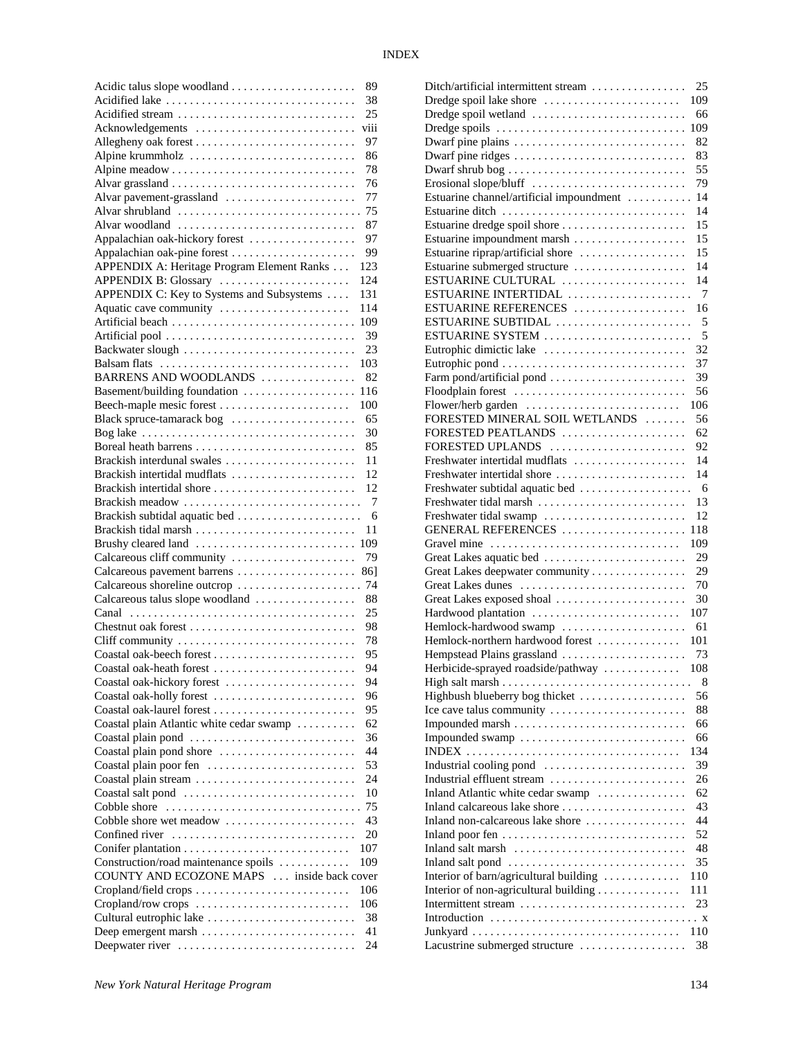# INDEX

Acidic talus slope woodland . . . . . . . . . . . . . . . . . . . . 89
Acidified lake . . . . . . . . . . . . . . . . . . . . . . . . . . . . . . . 38
Acidified stream . . . . . . . . . . . . . . . . . . . . . . . . . . . . . 25
Acknowledgements . . . . . . . . . . . . . . . . . . . . . . . . . . viii
Allegheny oak forest . . . . . . . . . . . . . . . . . . . . . . . . . . 97
Alpine krummholz . . . . . . . . . . . . . . . . . . . . . . . . . . . 86
Alpine meadow . . . . . . . . . . . . . . . . . . . . . . . . . . . . . . 78
Alvar grassland . . . . . . . . . . . . . . . . . . . . . . . . . . . . . . 76
Alvar pavement-grassland . . . . . . . . . . . . . . . . . . . . . 77
Alvar shrubland . . . . . . . . . . . . . . . . . . . . . . . . . . . . . . 75
Alvar woodland . . . . . . . . . . . . . . . . . . . . . . . . . . . . . 87
Appalachian oak-hickory forest . . . . . . . . . . . . . . . . . 97
Appalachian oak-pine forest . . . . . . . . . . . . . . . . . . . . 99
APPENDIX A: Heritage Program Element Ranks . . . 123
APPENDIX B: Glossary . . . . . . . . . . . . . . . . . . . . . 124
APPENDIX C: Key to Systems and Subsystems . . . . 131
Aquatic cave community . . . . . . . . . . . . . . . . . . . . . 114
Artificial beach . . . . . . . . . . . . . . . . . . . . . . . . . . . . . . 109
Artificial pool . . . . . . . . . . . . . . . . . . . . . . . . . . . . . . . 39
Backwater slough . . . . . . . . . . . . . . . . . . . . . . . . . . . . 23
Balsam flats . . . . . . . . . . . . . . . . . . . . . . . . . . . . . . . 103
BARRENS AND WOODLANDS . . . . . . . . . . . . . . . 82
Basement/building foundation . . . . . . . . . . . . . . . . . . 116
Beech-maple mesic forest . . . . . . . . . . . . . . . . . . . . . 100
Black spruce-tamarack bog . . . . . . . . . . . . . . . . . . . . 65
Bog lake . . . . . . . . . . . . . . . . . . . . . . . . . . . . . . . . . . . 30
Boreal heath barrens . . . . . . . . . . . . . . . . . . . . . . . . . . 85
Brackish interdunal swales . . . . . . . . . . . . . . . . . . . . . 11
Brackish intertidal mudflats . . . . . . . . . . . . . . . . . . . . 12
Brackish intertidal shore . . . . . . . . . . . . . . . . . . . . . . . 12
Brackish meadow . . . . . . . . . . . . . . . . . . . . . . . . . . . . 7
Brackish subtidal aquatic bed . . . . . . . . . . . . . . . . . . . 6
Brackish tidal marsh . . . . . . . . . . . . . . . . . . . . . . . . . . 11
Brushy cleared land . . . . . . . . . . . . . . . . . . . . . . . . . 109
Calcareous cliff community . . . . . . . . . . . . . . . . . . . . 79
Calcareous pavement barrens . . . . . . . . . . . . . . . . . . . 86]
Calcareous shoreline outcrop . . . . . . . . . . . . . . . . . . . . 74
Calcareous talus slope woodland . . . . . . . . . . . . . . . . 88
Canal . . . . . . . . . . . . . . . . . . . . . . . . . . . . . . . . . . . . . 25
Chestnut oak forest . . . . . . . . . . . . . . . . . . . . . . . . . . . 98
Cliff community . . . . . . . . . . . . . . . . . . . . . . . . . . . . . 78
Coastal oak-beech forest . . . . . . . . . . . . . . . . . . . . . . . 95
Coastal oak-heath forest . . . . . . . . . . . . . . . . . . . . . . . 94
Coastal oak-hickory forest . . . . . . . . . . . . . . . . . . . . . 94
Coastal oak-holly forest . . . . . . . . . . . . . . . . . . . . . . . 96
Coastal oak-laurel forest . . . . . . . . . . . . . . . . . . . . . . . 95
Coastal plain Atlantic white cedar swamp . . . . . . . . . 62
Coastal plain pond . . . . . . . . . . . . . . . . . . . . . . . . . . . 36
Coastal plain pond shore . . . . . . . . . . . . . . . . . . . . . . 44
Coastal plain poor fen . . . . . . . . . . . . . . . . . . . . . . . . 53
Coastal plain stream . . . . . . . . . . . . . . . . . . . . . . . . . . 24
Coastal salt pond . . . . . . . . . . . . . . . . . . . . . . . . . . . . 10
Cobble shore . . . . . . . . . . . . . . . . . . . . . . . . . . . . . . . 75
Cobble shore wet meadow . . . . . . . . . . . . . . . . . . . . . 43
Confined river . . . . . . . . . . . . . . . . . . . . . . . . . . . . . . 20
Conifer plantation . . . . . . . . . . . . . . . . . . . . . . . . . . . 107
Construction/road maintenance spoils . . . . . . . . . . . 109
COUNTY AND ECOZONE MAPS . . . inside back cover
Cropland/field crops . . . . . . . . . . . . . . . . . . . . . . . . . 106
Cropland/row crops . . . . . . . . . . . . . . . . . . . . . . . . . 106
Cultural eutrophic lake . . . . . . . . . . . . . . . . . . . . . . . . 38
Deep emergent marsh . . . . . . . . . . . . . . . . . . . . . . . . . 41
Deepwater river . . . . . . . . . . . . . . . . . . . . . . . . . . . . . 24

Ditch/artificial intermittent stream . . . . . . . . . . . . . . . 25
Dredge spoil lake shore . . . . . . . . . . . . . . . . . . . . . . . 109
Dredge spoil wetland . . . . . . . . . . . . . . . . . . . . . . . . . 66
Dredge spoils . . . . . . . . . . . . . . . . . . . . . . . . . . . . . . 109
Dwarf pine plains . . . . . . . . . . . . . . . . . . . . . . . . . . . . 82
Dwarf pine ridges . . . . . . . . . . . . . . . . . . . . . . . . . . . . 83
Dwarf shrub bog . . . . . . . . . . . . . . . . . . . . . . . . . . . . . 55
Erosional slope/bluff . . . . . . . . . . . . . . . . . . . . . . . . . 79
Estuarine channel/artificial impoundment . . . . . . . . . . 14
Estuarine ditch . . . . . . . . . . . . . . . . . . . . . . . . . . . . . . 14
Estuarine dredge spoil shore . . . . . . . . . . . . . . . . . . . . 15
Estuarine impoundment marsh . . . . . . . . . . . . . . . . . . 15
Estuarine riprap/artificial shore . . . . . . . . . . . . . . . . . 15
Estuarine submerged structure . . . . . . . . . . . . . . . . . . 14
ESTUARINE CULTURAL . . . . . . . . . . . . . . . . . . . . 14
ESTUARINE INTERTIDAL . . . . . . . . . . . . . . . . . . . . 7
ESTUARINE REFERENCES . . . . . . . . . . . . . . . . . . 16
ESTUARINE SUBTIDAL . . . . . . . . . . . . . . . . . . . . . . 5
ESTUARINE SYSTEM . . . . . . . . . . . . . . . . . . . . . . . . 5
Eutrophic dimictic lake . . . . . . . . . . . . . . . . . . . . . . . 32
Eutrophic pond . . . . . . . . . . . . . . . . . . . . . . . . . . . . . . 37
Farm pond/artificial pond . . . . . . . . . . . . . . . . . . . . . . 39
Floodplain forest . . . . . . . . . . . . . . . . . . . . . . . . . . . . 56
Flower/herb garden . . . . . . . . . . . . . . . . . . . . . . . . . 106
FORESTED MINERAL SOIL WETLANDS . . . . . . . 56
FORESTED PEATLANDS . . . . . . . . . . . . . . . . . . . . 62
FORESTED UPLANDS . . . . . . . . . . . . . . . . . . . . . . 92
Freshwater intertidal mudflats . . . . . . . . . . . . . . . . . . 14
Freshwater intertidal shore . . . . . . . . . . . . . . . . . . . . . 14
Freshwater subtidal aquatic bed . . . . . . . . . . . . . . . . . . 6
Freshwater tidal marsh . . . . . . . . . . . . . . . . . . . . . . . . 13
Freshwater tidal swamp . . . . . . . . . . . . . . . . . . . . . . . 12
GENERAL REFERENCES . . . . . . . . . . . . . . . . . . . 118
Gravel mine . . . . . . . . . . . . . . . . . . . . . . . . . . . . . . . 109
Great Lakes aquatic bed . . . . . . . . . . . . . . . . . . . . . . . 29
Great Lakes deepwater community . . . . . . . . . . . . . . . 29
Great Lakes dunes . . . . . . . . . . . . . . . . . . . . . . . . . . . 70
Great Lakes exposed shoal . . . . . . . . . . . . . . . . . . . . . 30
Hardwood plantation . . . . . . . . . . . . . . . . . . . . . . . . 107
Hemlock-hardwood swamp . . . . . . . . . . . . . . . . . . . . 61
Hemlock-northern hardwood forest . . . . . . . . . . . . . 101
Hempstead Plains grassland . . . . . . . . . . . . . . . . . . . . 73
Herbicide-sprayed roadside/pathway . . . . . . . . . . . . 108
High salt marsh . . . . . . . . . . . . . . . . . . . . . . . . . . . . . . 8
Highbush blueberry bog thicket . . . . . . . . . . . . . . . . . 56
Ice cave talus community . . . . . . . . . . . . . . . . . . . . . 88
Impounded marsh . . . . . . . . . . . . . . . . . . . . . . . . . . . 66
Impounded swamp . . . . . . . . . . . . . . . . . . . . . . . . . . . 66
INDEX . . . . . . . . . . . . . . . . . . . . . . . . . . . . . . . . . . . 134
Industrial cooling pond . . . . . . . . . . . . . . . . . . . . . . . 39
Industrial effluent stream . . . . . . . . . . . . . . . . . . . . . . 26
Inland Atlantic white cedar swamp . . . . . . . . . . . . . . 62
Inland calcareous lake shore . . . . . . . . . . . . . . . . . . . . 43
Inland non-calcareous lake shore . . . . . . . . . . . . . . . . 44
Inland poor fen . . . . . . . . . . . . . . . . . . . . . . . . . . . . . . 52
Inland salt marsh . . . . . . . . . . . . . . . . . . . . . . . . . . . . 48
Inland salt pond . . . . . . . . . . . . . . . . . . . . . . . . . . . . . 35
Interior of barn/agricultural building . . . . . . . . . . . . 110
Interior of non-agricultural building . . . . . . . . . . . . . 111
Intermittent stream . . . . . . . . . . . . . . . . . . . . . . . . . . 23
Introduction . . . . . . . . . . . . . . . . . . . . . . . . . . . . . . . . x
Junkyard . . . . . . . . . . . . . . . . . . . . . . . . . . . . . . . . . 110
Lacustrine submerged structure . . . . . . . . . . . . . . . . . 38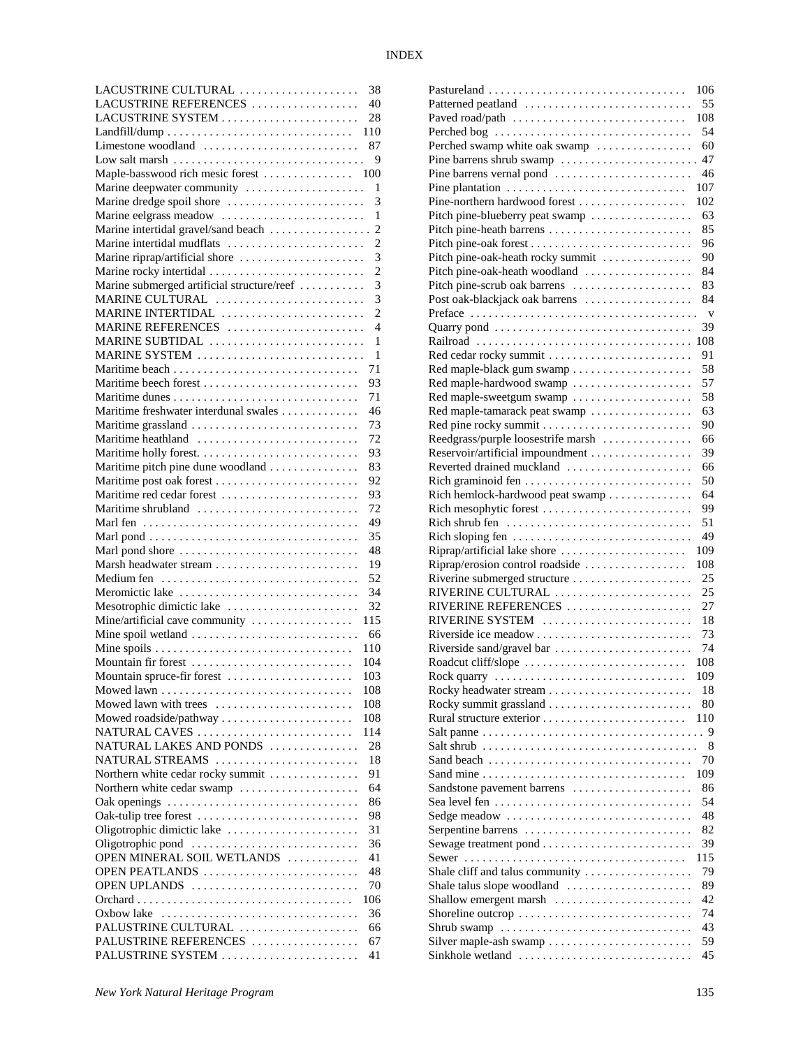# INDEX

LACUSTRINE CULTURAL .................... 38
LACUSTRINE REFERENCES .................. 40
LACUSTRINE SYSTEM ...................... 28
Landfill/dump .......................... 110
Limestone woodland ..................... 87
Low salt marsh ......................... 9
Maple-basswood rich mesic forest ....... 100
Marine deepwater community ............. 1
Marine dredge spoil shore .............. 3
Marine eelgrass meadow ................. 1
Marine intertidal gravel/sand beach .... 2
Marine intertidal mudflats ............. 2
Marine riprap/artificial shore ......... 3
Marine rocky intertidal ................ 2
Marine submerged artificial structure/reef ... 3
MARINE CULTURAL ........................ 3
MARINE INTERTIDAL ...................... 2
MARINE REFERENCES ...................... 4
MARINE SUBTIDAL ........................ 1
MARINE SYSTEM .......................... 1
Maritime beach ......................... 71
Maritime beech forest .................. 93
Maritime dunes ......................... 71
Maritime freshwater interdunal swales .. 46
Maritime grassland ..................... 73
Maritime heathland ..................... 72
Maritime holly forest. ................. 93
Maritime pitch pine dune woodland ...... 83
Maritime post oak forest ............... 92
Maritime red cedar forest .............. 93
Maritime shrubland ..................... 72
Marl fen ............................... 49
Marl pond .............................. 35
Marl pond shore ........................ 48
Marsh headwater stream ................. 19
Medium fen ............................. 52
Meromictic lake ........................ 34
Mesotrophic dimictic lake .............. 32
Mine/artificial cave community ......... 115
Mine spoil wetland ..................... 66
Mine spoils ............................ 110
Mountain fir forest .................... 104
Mountain spruce-fir forest ............. 103
Mowed lawn ............................. 108
Mowed lawn with trees .................. 108
Mowed roadside/pathway ................. 108
NATURAL CAVES .......................... 114
NATURAL LAKES AND PONDS ................ 28
NATURAL STREAMS ........................ 18
Northern white cedar rocky summit ...... 91
Northern white cedar swamp ............. 64
Oak openings ........................... 86
Oak-tulip tree forest .................. 98
Oligotrophic dimictic lake ............. 31
Oligotrophic pond ...................... 36
OPEN MINERAL SOIL WETLANDS ............. 41
OPEN PEATLANDS ......................... 48
OPEN UPLANDS ........................... 70
Orchard ................................ 106
Oxbow lake ............................. 36
PALUSTRINE CULTURAL .................... 66
PALUSTRINE REFERENCES .................. 67
PALUSTRINE SYSTEM ...................... 41

Pastureland ............................ 106
Patterned peatland ..................... 55
Paved road/path ........................ 108
Perched bog ............................ 54
Perched swamp white oak swamp .......... 60
Pine barrens shrub swamp ............... 47
Pine barrens vernal pond ............... 46
Pine plantation ........................ 107
Pine-northern hardwood forest .......... 102
Pitch pine-blueberry peat swamp ........ 63
Pitch pine-heath barrens ............... 85
Pitch pine-oak forest .................. 96
Pitch pine-oak-heath rocky summit ...... 90
Pitch pine-oak-heath woodland .......... 84
Pitch pine-scrub oak barrens ........... 83
Post oak-blackjack oak barrens ......... 84
Preface ................................ v
Quarry pond ............................ 39
Railroad ............................... 108
Red cedar rocky summit ................. 91
Red maple-black gum swamp .............. 58
Red maple-hardwood swamp ............... 57
Red maple-sweetgum swamp ............... 58
Red maple-tamarack peat swamp .......... 63
Red pine rocky summit .................. 90
Reedgrass/purple loosestrife marsh ..... 66
Reservoir/artificial impoundment ....... 39
Reverted drained muckland .............. 66
Rich graminoid fen ..................... 50
Rich hemlock-hardwood peat swamp ....... 64
Rich mesophytic forest ................. 99
Rich shrub fen ......................... 51
Rich sloping fen ....................... 49
Riprap/artificial lake shore ........... 109
Riprap/erosion control roadside ........ 108
Riverine submerged structure ........... 25
RIVERINE CULTURAL ...................... 25
RIVERINE REFERENCES .................... 27
RIVERINE SYSTEM ........................ 18
Riverside ice meadow ................... 73
Riverside sand/gravel bar .............. 74
Roadcut cliff/slope .................... 108
Rock quarry ............................ 109
Rocky headwater stream ................. 18
Rocky summit grassland ................. 80
Rural structure exterior ............... 110
Salt panne ............................. 9
Salt shrub ............................. 8
Sand beach ............................. 70
Sand mine .............................. 109
Sandstone pavement barrens ............. 86
Sea level fen .......................... 54
Sedge meadow ........................... 48
Serpentine barrens ..................... 82
Sewage treatment pond .................. 39
Sewer .................................. 115
Shale cliff and talus community ........ 79
Shale talus slope woodland ............. 89
Shallow emergent marsh ................. 42
Shoreline outcrop ...................... 74
Shrub swamp ............................ 43
Silver maple-ash swamp ................. 59
Sinkhole wetland ....................... 45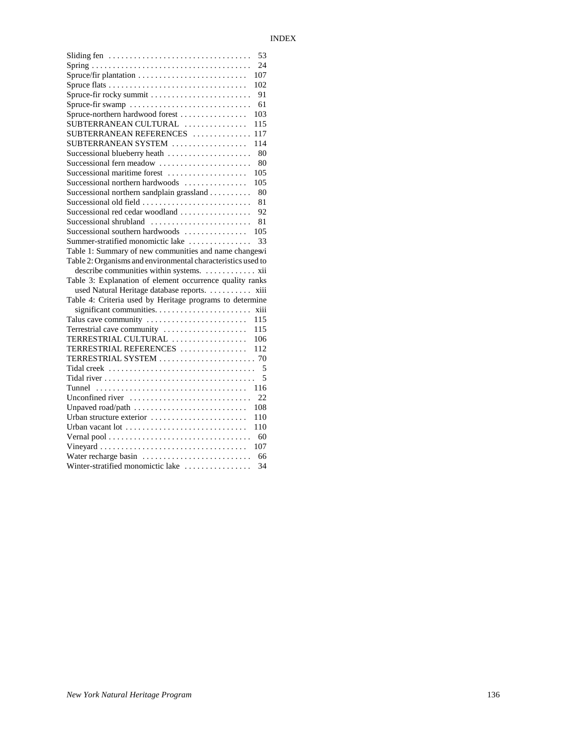INDEX

Sliding fen . . . . . . . . . . . . . . . . . . . . . . . . . . . . . . . . . . 53
Spring . . . . . . . . . . . . . . . . . . . . . . . . . . . . . . . . . . . . . . 24
Spruce/fir plantation . . . . . . . . . . . . . . . . . . . . . . . . . . 107
Spruce flats . . . . . . . . . . . . . . . . . . . . . . . . . . . . . . . . . 102
Spruce-fir rocky summit . . . . . . . . . . . . . . . . . . . . . . . . 91
Spruce-fir swamp . . . . . . . . . . . . . . . . . . . . . . . . . . . . . 61
Spruce-northern hardwood forest . . . . . . . . . . . . . . . . 103
SUBTERRANEAN CULTURAL . . . . . . . . . . . . . . . 115
SUBTERRANEAN REFERENCES . . . . . . . . . . . . . . 117
SUBTERRANEAN SYSTEM . . . . . . . . . . . . . . . . . . 114
Successional blueberry heath . . . . . . . . . . . . . . . . . . . . 80
Successional fern meadow . . . . . . . . . . . . . . . . . . . . . . 80
Successional maritime forest . . . . . . . . . . . . . . . . . . . 105
Successional northern hardwoods . . . . . . . . . . . . . . . 105
Successional northern sandplain grassland . . . . . . . . . . 80
Successional old field . . . . . . . . . . . . . . . . . . . . . . . . . . 81
Successional red cedar woodland . . . . . . . . . . . . . . . . . 92
Successional shrubland . . . . . . . . . . . . . . . . . . . . . . . . 81
Successional southern hardwoods . . . . . . . . . . . . . . . 105
Summer-stratified monomictic lake . . . . . . . . . . . . . . . 33
Table 1: Summary of new communities and name changes vi
Table 2: Organisms and environmental characteristics used to describe communities within systems. . . . . . . . . . . . . xii
Table 3: Explanation of element occurrence quality ranks used Natural Heritage database reports. . . . . . . . . . . xiii
Table 4: Criteria used by Heritage programs to determine significant communities. . . . . . . . . . . . . . . . . . . . . . . xiii
Talus cave community . . . . . . . . . . . . . . . . . . . . . . . . 115
Terrestrial cave community . . . . . . . . . . . . . . . . . . . . 115
TERRESTRIAL CULTURAL . . . . . . . . . . . . . . . . . . 106
TERRESTRIAL REFERENCES . . . . . . . . . . . . . . . . 112
TERRESTRIAL SYSTEM . . . . . . . . . . . . . . . . . . . . . . . 70
Tidal creek . . . . . . . . . . . . . . . . . . . . . . . . . . . . . . . . . . . 5
Tidal river . . . . . . . . . . . . . . . . . . . . . . . . . . . . . . . . . . . . 5
Tunnel . . . . . . . . . . . . . . . . . . . . . . . . . . . . . . . . . . . . 116
Unconfined river . . . . . . . . . . . . . . . . . . . . . . . . . . . . . 22
Unpaved road/path . . . . . . . . . . . . . . . . . . . . . . . . . . . 108
Urban structure exterior . . . . . . . . . . . . . . . . . . . . . . . 110
Urban vacant lot . . . . . . . . . . . . . . . . . . . . . . . . . . . . . 110
Vernal pool . . . . . . . . . . . . . . . . . . . . . . . . . . . . . . . . . . 60
Vineyard . . . . . . . . . . . . . . . . . . . . . . . . . . . . . . . . . . . 107
Water recharge basin . . . . . . . . . . . . . . . . . . . . . . . . . . 66
Winter-stratified monomictic lake . . . . . . . . . . . . . . . . 34